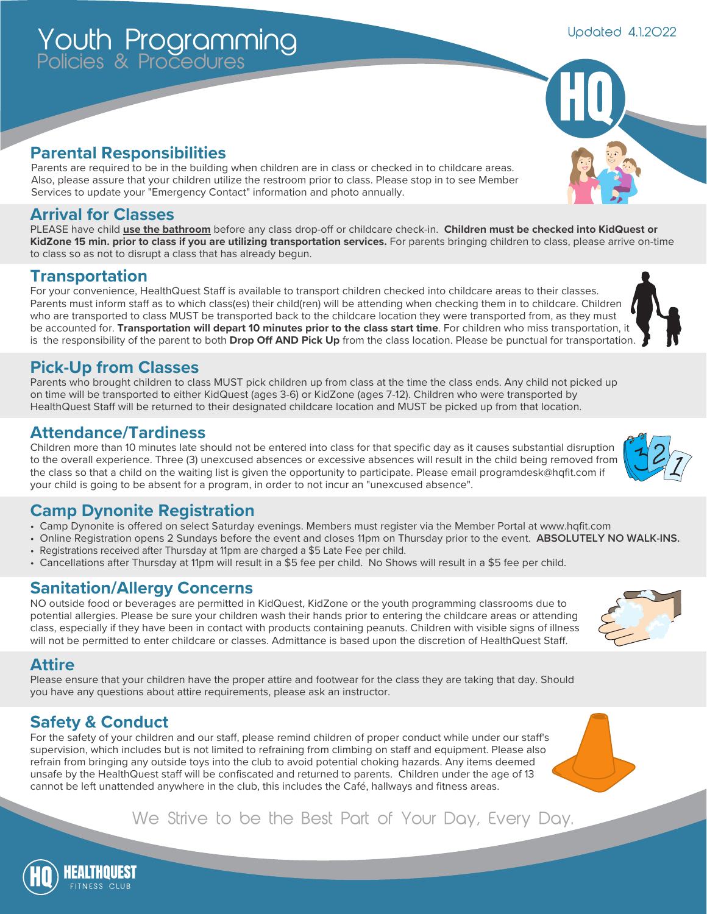# Youth Programming

## Policies & Procedures

Updated 4.1.2022

## Parental Responsibilities

Parents are required to be in the building when children are in class or checked in to childcare areas. Also, please assure that your children utilize the restroom prior to class. Please stop in to see Member Services to update your "Emergency Contact" information and photo annually.

## Arrival for Classes

PLEASE have child **use the bathroom** before any class drop-off or childcare check-in. **Children must be checked into KidQuest or KidZone 15 min. prior to class if you are utilizing transportation services.** For parents bringing children to class, please arrive on-time to class so as not to disrupt a class that has already begun.

## Transportation

For your convenience, HealthQuest Staff is available to transport children checked into childcare areas to their classes. Parents must inform staff as to which class(es) their child(ren) will be attending when checking them in to childcare. Children who are transported to class MUST be transported back to the childcare location they were transported from, as they must be accounted for. **Transportation will depart 10 minutes prior to the class start time**. For children who miss transportation, it is the responsibility of the parent to both **Drop Off AND Pick Up** from the class location. Please be punctual for transportation.

## Pick-Up from Classes

Parents who brought children to class MUST pick children up from class at the time the class ends. Any child not picked up on time will be transported to either KidQuest (ages 3-6) or KidZone (ages 7-12). Children who were transported by HealthQuest Staff will be returned to their designated childcare location and MUST be picked up from that location.

## Attendance/Tardiness

Children more than 10 minutes late should not be entered into class for that specific day as it causes substantial disruption to the overall experience. Three (3) unexcused absences or excessive absences will result in the child being removed from the class so that a child on the waiting list is given the opportunity to participate. Please email programdesk@hqfit.com if your child is going to be absent for a program, in order to not incur an "unexcused absence".

## Camp Dynonite Registration

- Camp Dynonite is offered on select Saturday evenings. Members must register via the Member Portal at www.hqfit.com
- Online Registration opens 2 Sundays before the event and closes 11pm on Thursday prior to the event. **ABSOLUTELY NO WALK-INS.**
- Registrations received after Thursday at 11pm are charged a $5 Late Fee per child.
- Cancellations after Thursday at 11pm will result in a $5 fee per child. No Shows will result in a $5 fee per child.

## Sanitation/Allergy Concerns

NO outside food or beverages are permitted in KidQuest, KidZone or the youth programming classrooms due to potential allergies. Please be sure your children wash their hands prior to entering the childcare areas or attending class, especially if they have been in contact with products containing peanuts. Children with visible signs of illness will not be permitted to enter childcare or classes. Admittance is based upon the discretion of HealthQuest Staff.

## Attire

Please ensure that your children have the proper attire and footwear for the class they are taking that day. Should you have any questions about attire requirements, please ask an instructor.

## Safety & Conduct

For the safety of your children and our staff, please remind children of proper conduct while under our staff's supervision, which includes but is not limited to refraining from climbing on staff and equipment. Please also refrain from bringing any outside toys into the club to avoid potential choking hazards. Any items deemed unsafe by the HealthQuest staff will be confiscated and returned to parents. Children under the age of 13 cannot be left unattended anywhere in the club, this includes the Café, hallways and fitness areas.

We Strive to be the Best Part of Your Day, Every Day.

HEALTHQUEST FITNESS CLUB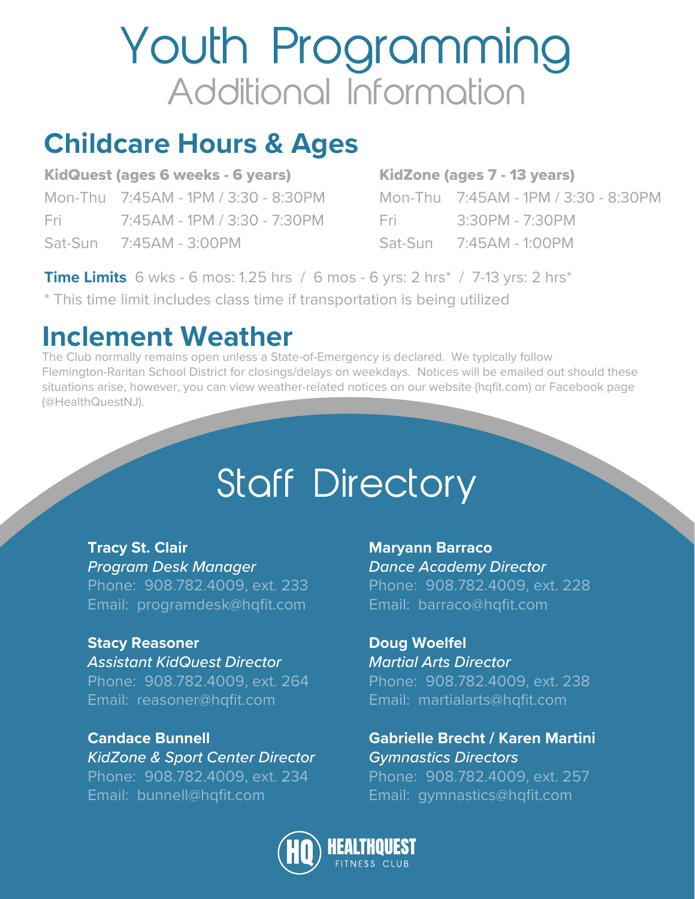# Youth Programming

## Additional Information

## Childcare Hours & Ages

**KidQuest (ages 6 weeks - 6 years)**

| | |
|---|---|
| Mon-Thu | 7:45AM - 1PM / 3:30 - 8:30PM |
| Fri | 7:45AM - 1PM / 3:30 - 7:30PM |
| Sat-Sun | 7:45AM - 3:00PM |

**KidZone (ages 7 - 13 years)**

| | |
|---|---|
| Mon-Thu | 7:45AM - 1PM / 3:30 - 8:30PM |
| Fri | 3:30PM - 7:30PM |
| Sat-Sun | 7:45AM - 1:00PM |

**Time Limits** 6 wks - 6 mos: 1.25 hrs / 6 mos - 6 yrs: 2 hrs* / 7-13 yrs: 2 hrs*

* This time limit includes class time if transportation is being utilized

## Inclement Weather

The Club normally remains open unless a State-of-Emergency is declared. We typically follow Flemington-Raritan School District for closings/delays on weekdays. Notices will be emailed out should these situations arise, however, you can view weather-related notices on our website (hqfit.com) or Facebook page (@HealthQuestNJ).

# Staff Directory

**Tracy St. Clair**
*Program Desk Manager*
Phone: 908.782.4009, ext. 233
Email: programdesk@hqfit.com

**Stacy Reasoner**
*Assistant KidQuest Director*
Phone: 908.782.4009, ext. 264
Email: reasoner@hqfit.com

**Candace Bunnell**
*KidZone & Sport Center Director*
Phone: 908.782.4009, ext. 234
Email: bunnell@hqfit.com

**Maryann Barraco**
*Dance Academy Director*
Phone: 908.782.4009, ext. 228
Email: barraco@hqfit.com

**Doug Woelfel**
*Martial Arts Director*
Phone: 908.782.4009, ext. 238
Email: martialarts@hqfit.com

**Gabrielle Brecht / Karen Martini**
*Gymnastics Directors*
Phone: 908.782.4009, ext. 257
Email: gymnastics@hqfit.com

HQ HEALTHQUEST FITNESS CLUB